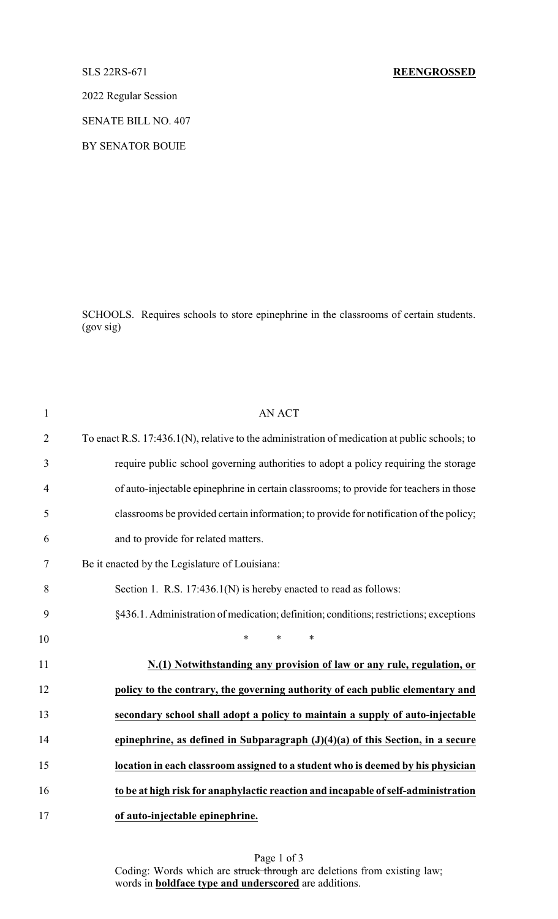SLS 22RS-671 **REENGROSSED**

2022 Regular Session

SENATE BILL NO. 407

BY SENATOR BOUIE

SCHOOLS. Requires schools to store epinephrine in the classrooms of certain students. (gov sig)

AN ACT

To enact R.S. 17:436.1(N), relative to the administration of medication at public schools; to require public school governing authorities to adopt a policy requiring the storage of auto-injectable epinephrine in certain classrooms; to provide for teachers in those classrooms be provided certain information; to provide for notification of the policy; and to provide for related matters.

Be it enacted by the Legislature of Louisiana:

Section 1. R.S. 17:436.1(N) is hereby enacted to read as follows:

§436.1. Administration of medication; definition; conditions; restrictions; exceptions

\* \* \*

**N.(1) Notwithstanding any provision of law or any rule, regulation, or policy to the contrary, the governing authority of each public elementary and secondary school shall adopt a policy to maintain a supply of auto-injectable epinephrine, as defined in Subparagraph (J)(4)(a) of this Section, in a secure location in each classroom assigned to a student who is deemed by his physician to be at high risk for anaphylactic reaction and incapable of self-administration of auto-injectable epinephrine.**

Coding: Words which are ~~struck through~~ are deletions from existing law; words in **boldface type and underscored** are additions.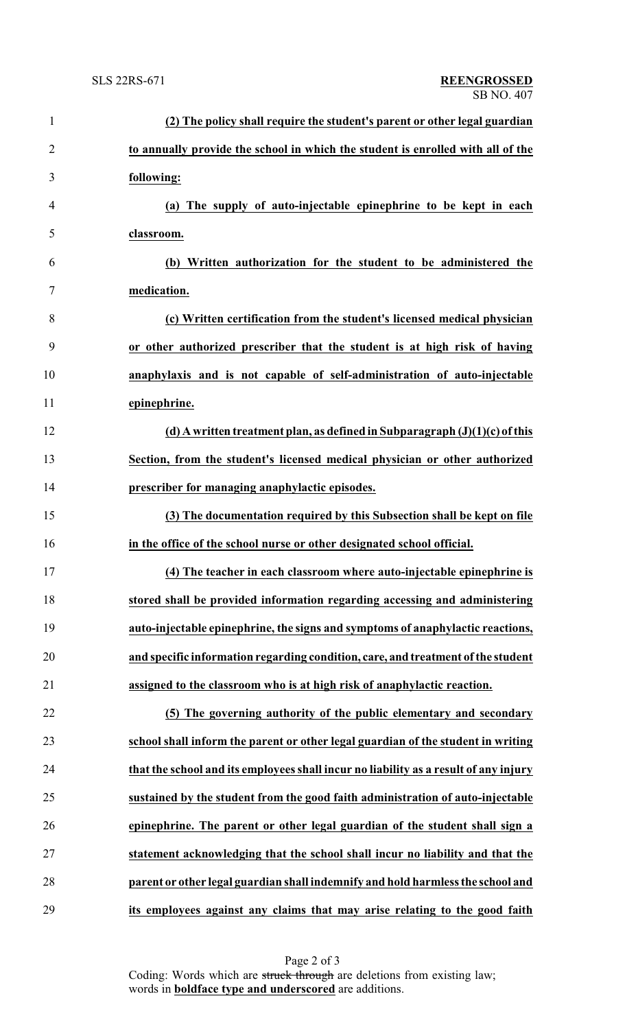**(2) The policy shall require the student's parent or other legal guardian to annually provide the school in which the student is enrolled with all of the following:**

**(a) The supply of auto-injectable epinephrine to be kept in each classroom.**

**(b) Written authorization for the student to be administered the medication.**

**(c) Written certification from the student's licensed medical physician or other authorized prescriber that the student is at high risk of having anaphylaxis and is not capable of self-administration of auto-injectable epinephrine.**

**(d) A written treatment plan, as defined in Subparagraph (J)(1)(c) of this Section, from the student's licensed medical physician or other authorized prescriber for managing anaphylactic episodes.**

**(3) The documentation required by this Subsection shall be kept on file in the office of the school nurse or other designated school official.**

**(4) The teacher in each classroom where auto-injectable epinephrine is stored shall be provided information regarding accessing and administering auto-injectable epinephrine, the signs and symptoms of anaphylactic reactions, and specific information regarding condition, care, and treatment of the student assigned to the classroom who is at high risk of anaphylactic reaction.**

**(5) The governing authority of the public elementary and secondary school shall inform the parent or other legal guardian of the student in writing that the school and its employees shall incur no liability as a result of any injury sustained by the student from the good faith administration of auto-injectable epinephrine. The parent or other legal guardian of the student shall sign a statement acknowledging that the school shall incur no liability and that the parent or other legal guardian shall indemnify and hold harmless the school and its employees against any claims that may arise relating to the good faith**

Coding: Words which are ~~struck through~~ are deletions from existing law; words in **boldface type and underscored** are additions.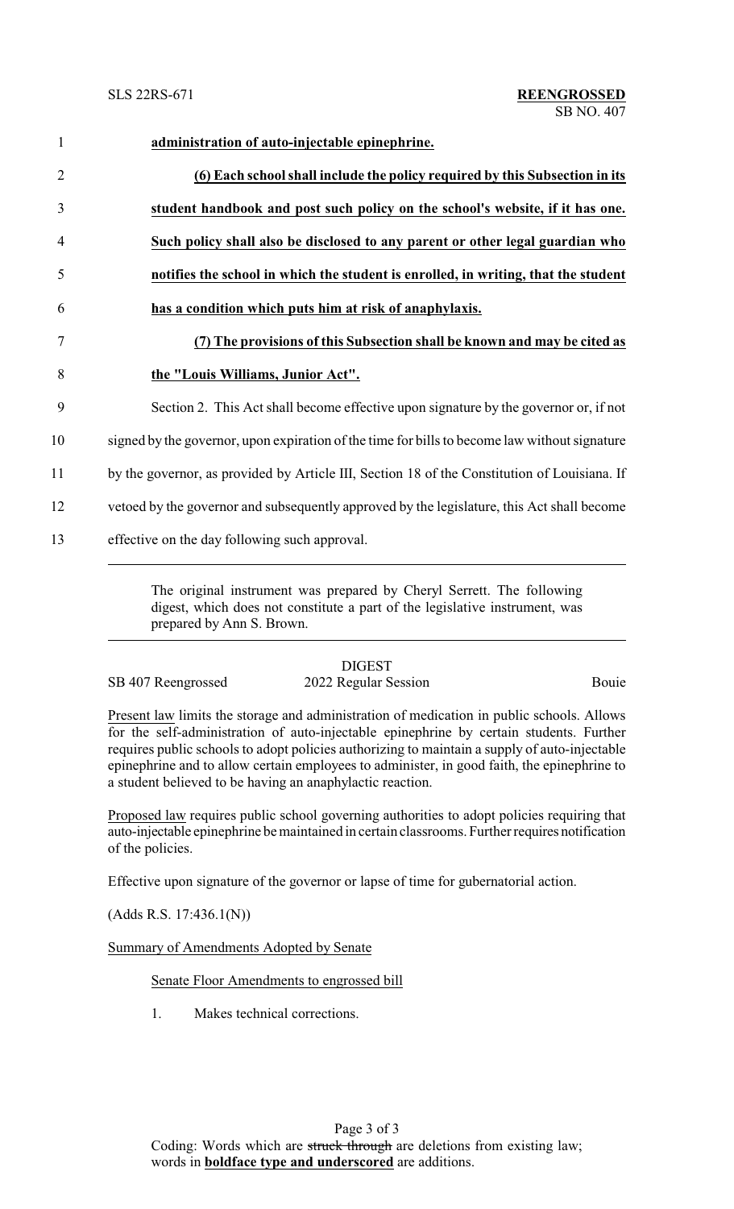**administration of auto-injectable epinephrine.**

**(6) Each school shall include the policy required by this Subsection in its student handbook and post such policy on the school's website, if it has one. Such policy shall also be disclosed to any parent or other legal guardian who notifies the school in which the student is enrolled, in writing, that the student has a condition which puts him at risk of anaphylaxis.**

**(7) The provisions of this Subsection shall be known and may be cited as the "Louis Williams, Junior Act".**

Section 2. This Act shall become effective upon signature by the governor or, if not signed by the governor, upon expiration of the time for bills to become law without signature by the governor, as provided by Article III, Section 18 of the Constitution of Louisiana. If vetoed by the governor and subsequently approved by the legislature, this Act shall become effective on the day following such approval.

---

The original instrument was prepared by Cheryl Serrett. The following digest, which does not constitute a part of the legislative instrument, was prepared by Ann S. Brown.

---

DIGEST

SB 407 Reengrossed — 2022 Regular Session — Bouie

Present law limits the storage and administration of medication in public schools. Allows for the self-administration of auto-injectable epinephrine by certain students. Further requires public schools to adopt policies authorizing to maintain a supply of auto-injectable epinephrine and to allow certain employees to administer, in good faith, the epinephrine to a student believed to be having an anaphylactic reaction.

Proposed law requires public school governing authorities to adopt policies requiring that auto-injectable epinephrine be maintained in certain classrooms. Further requires notification of the policies.

Effective upon signature of the governor or lapse of time for gubernatorial action.

(Adds R.S. 17:436.1(N))

Summary of Amendments Adopted by Senate

Senate Floor Amendments to engrossed bill

1. Makes technical corrections.

Coding: Words which are ~~struck through~~ are deletions from existing law; words in **boldface type and underscored** are additions.